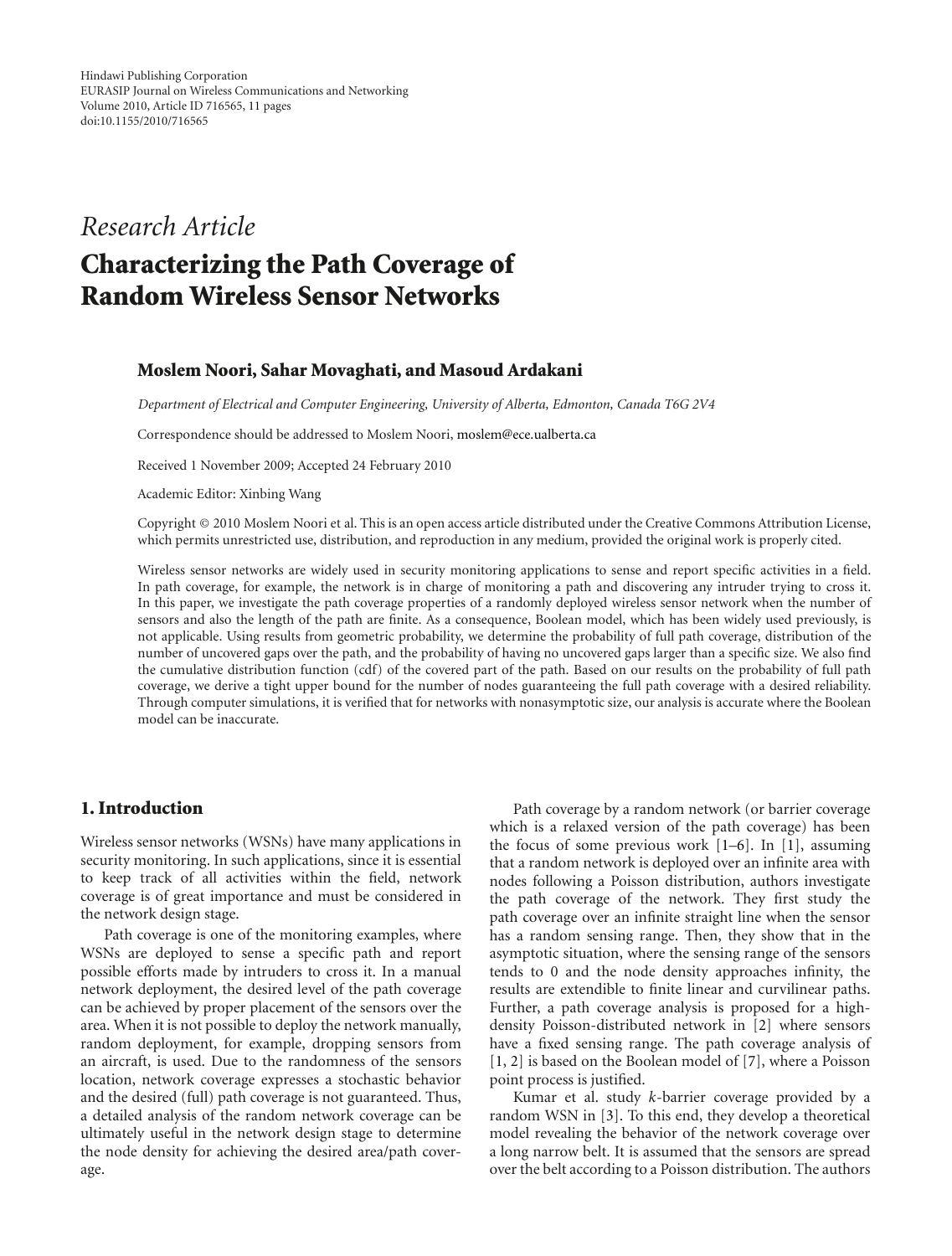Hindawi Publishing Corporation
EURASIP Journal on Wireless Communications and Networking
Volume 2010, Article ID 716565, 11 pages
doi:10.1155/2010/716565

*Research Article*

# Characterizing the Path Coverage of Random Wireless Sensor Networks

**Moslem Noori, Sahar Movaghati, and Masoud Ardakani**

*Department of Electrical and Computer Engineering, University of Alberta, Edmonton, Canada T6G 2V4*

Correspondence should be addressed to Moslem Noori, moslem@ece.ualberta.ca

Received 1 November 2009; Accepted 24 February 2010

Academic Editor: Xinbing Wang

Copyright © 2010 Moslem Noori et al. This is an open access article distributed under the Creative Commons Attribution License, which permits unrestricted use, distribution, and reproduction in any medium, provided the original work is properly cited.

Wireless sensor networks are widely used in security monitoring applications to sense and report specific activities in a field. In path coverage, for example, the network is in charge of monitoring a path and discovering any intruder trying to cross it. In this paper, we investigate the path coverage properties of a randomly deployed wireless sensor network when the number of sensors and also the length of the path are finite. As a consequence, Boolean model, which has been widely used previously, is not applicable. Using results from geometric probability, we determine the probability of full path coverage, distribution of the number of uncovered gaps over the path, and the probability of having no uncovered gaps larger than a specific size. We also find the cumulative distribution function (cdf) of the covered part of the path. Based on our results on the probability of full path coverage, we derive a tight upper bound for the number of nodes guaranteeing the full path coverage with a desired reliability. Through computer simulations, it is verified that for networks with nonasymptotic size, our analysis is accurate where the Boolean model can be inaccurate.

## 1. Introduction

Wireless sensor networks (WSNs) have many applications in security monitoring. In such applications, since it is essential to keep track of all activities within the field, network coverage is of great importance and must be considered in the network design stage.

Path coverage is one of the monitoring examples, where WSNs are deployed to sense a specific path and report possible efforts made by intruders to cross it. In a manual network deployment, the desired level of the path coverage can be achieved by proper placement of the sensors over the area. When it is not possible to deploy the network manually, random deployment, for example, dropping sensors from an aircraft, is used. Due to the randomness of the sensors location, network coverage expresses a stochastic behavior and the desired (full) path coverage is not guaranteed. Thus, a detailed analysis of the random network coverage can be ultimately useful in the network design stage to determine the node density for achieving the desired area/path coverage.

Path coverage by a random network (or barrier coverage which is a relaxed version of the path coverage) has been the focus of some previous work [1–6]. In [1], assuming that a random network is deployed over an infinite area with nodes following a Poisson distribution, authors investigate the path coverage of the network. They first study the path coverage over an infinite straight line when the sensor has a random sensing range. Then, they show that in the asymptotic situation, where the sensing range of the sensors tends to 0 and the node density approaches infinity, the results are extendible to finite linear and curvilinear paths. Further, a path coverage analysis is proposed for a high-density Poisson-distributed network in [2] where sensors have a fixed sensing range. The path coverage analysis of [1, 2] is based on the Boolean model of [7], where a Poisson point process is justified.

Kumar et al. study $k$-barrier coverage provided by a random WSN in [3]. To this end, they develop a theoretical model revealing the behavior of the network coverage over a long narrow belt. It is assumed that the sensors are spread over the belt according to a Poisson distribution. The authors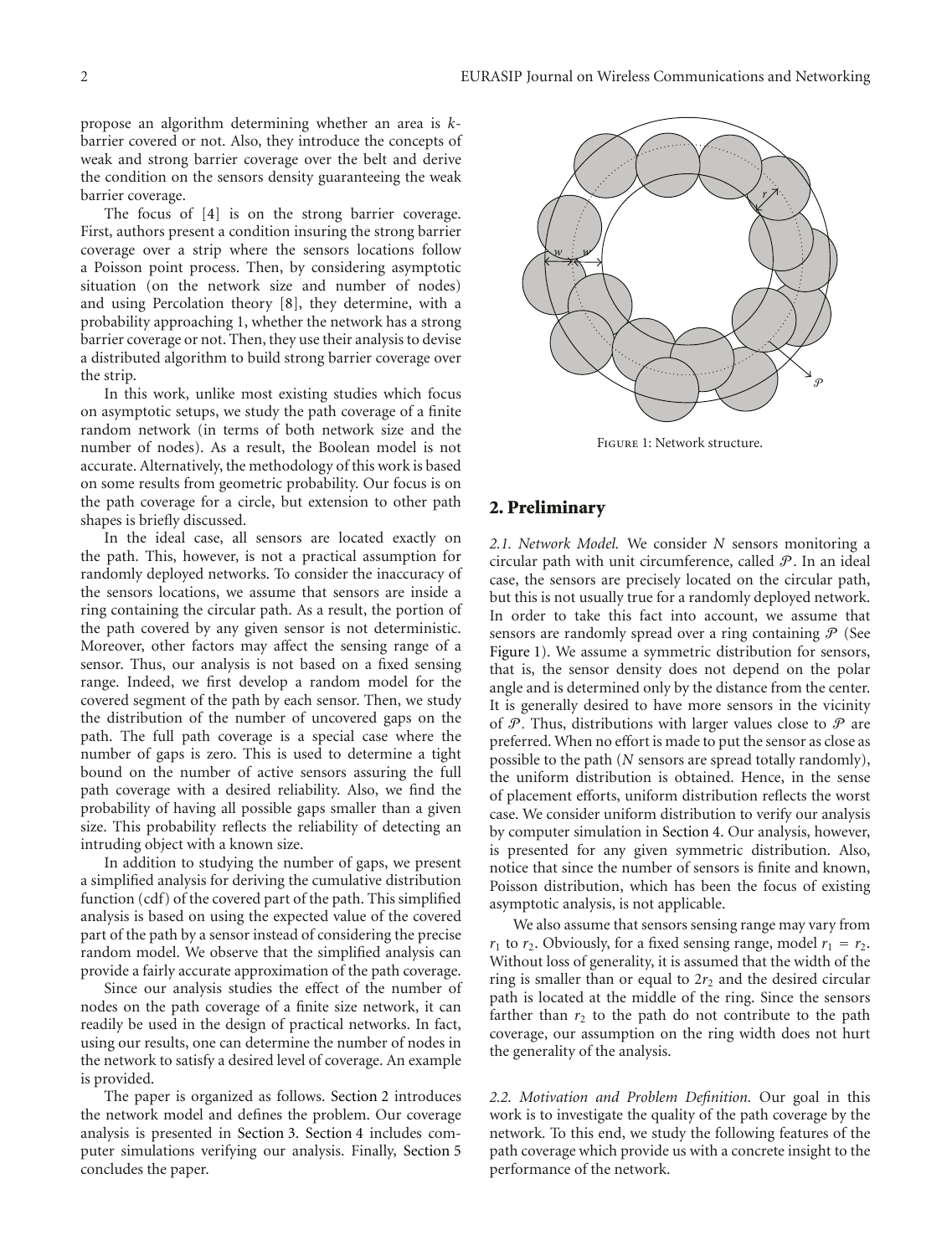propose an algorithm determining whether an area is $k$-barrier covered or not. Also, they introduce the concepts of weak and strong barrier coverage over the belt and derive the condition on the sensors density guaranteeing the weak barrier coverage.

The focus of [4] is on the strong barrier coverage. First, authors present a condition insuring the strong barrier coverage over a strip where the sensors locations follow a Poisson point process. Then, by considering asymptotic situation (on the network size and number of nodes) and using Percolation theory [8], they determine, with a probability approaching 1, whether the network has a strong barrier coverage or not. Then, they use their analysis to devise a distributed algorithm to build strong barrier coverage over the strip.

In this work, unlike most existing studies which focus on asymptotic setups, we study the path coverage of a finite random network (in terms of both network size and the number of nodes). As a result, the Boolean model is not accurate. Alternatively, the methodology of this work is based on some results from geometric probability. Our focus is on the path coverage for a circle, but extension to other path shapes is briefly discussed.

In the ideal case, all sensors are located exactly on the path. This, however, is not a practical assumption for randomly deployed networks. To consider the inaccuracy of the sensors locations, we assume that sensors are inside a ring containing the circular path. As a result, the portion of the path covered by any given sensor is not deterministic. Moreover, other factors may affect the sensing range of a sensor. Thus, our analysis is not based on a fixed sensing range. Indeed, we first develop a random model for the covered segment of the path by each sensor. Then, we study the distribution of the number of uncovered gaps on the path. The full path coverage is a special case where the number of gaps is zero. This is used to determine a tight bound on the number of active sensors assuring the full path coverage with a desired reliability. Also, we find the probability of having all possible gaps smaller than a given size. This probability reflects the reliability of detecting an intruding object with a known size.

In addition to studying the number of gaps, we present a simplified analysis for deriving the cumulative distribution function (cdf) of the covered part of the path. This simplified analysis is based on using the expected value of the covered part of the path by a sensor instead of considering the precise random model. We observe that the simplified analysis can provide a fairly accurate approximation of the path coverage.

Since our analysis studies the effect of the number of nodes on the path coverage of a finite size network, it can readily be used in the design of practical networks. In fact, using our results, one can determine the number of nodes in the network to satisfy a desired level of coverage. An example is provided.

The paper is organized as follows. Section 2 introduces the network model and defines the problem. Our coverage analysis is presented in Section 3. Section 4 includes computer simulations verifying our analysis. Finally, Section 5 concludes the paper.

$r$

$w$ $w$

$\mathcal{P}$

Figure 1: Network structure.

## 2. Preliminary

*2.1. Network Model.* We consider $N$ sensors monitoring a circular path with unit circumference, called $\mathcal{P}$. In an ideal case, the sensors are precisely located on the circular path, but this is not usually true for a randomly deployed network. In order to take this fact into account, we assume that sensors are randomly spread over a ring containing $\mathcal{P}$ (See Figure 1). We assume a symmetric distribution for sensors, that is, the sensor density does not depend on the polar angle and is determined only by the distance from the center. It is generally desired to have more sensors in the vicinity of $\mathcal{P}$. Thus, distributions with larger values close to $\mathcal{P}$ are preferred. When no effort is made to put the sensor as close as possible to the path ($N$ sensors are spread totally randomly), the uniform distribution is obtained. Hence, in the sense of placement efforts, uniform distribution reflects the worst case. We consider uniform distribution to verify our analysis by computer simulation in Section 4. Our analysis, however, is presented for any given symmetric distribution. Also, notice that since the number of sensors is finite and known, Poisson distribution, which has been the focus of existing asymptotic analysis, is not applicable.

We also assume that sensors sensing range may vary from $r_1$ to $r_2$. Obviously, for a fixed sensing range, model $r_1 = r_2$. Without loss of generality, it is assumed that the width of the ring is smaller than or equal to $2r_2$ and the desired circular path is located at the middle of the ring. Since the sensors farther than $r_2$ to the path do not contribute to the path coverage, our assumption on the ring width does not hurt the generality of the analysis.

*2.2. Motivation and Problem Definition.* Our goal in this work is to investigate the quality of the path coverage by the network. To this end, we study the following features of the path coverage which provide us with a concrete insight to the performance of the network.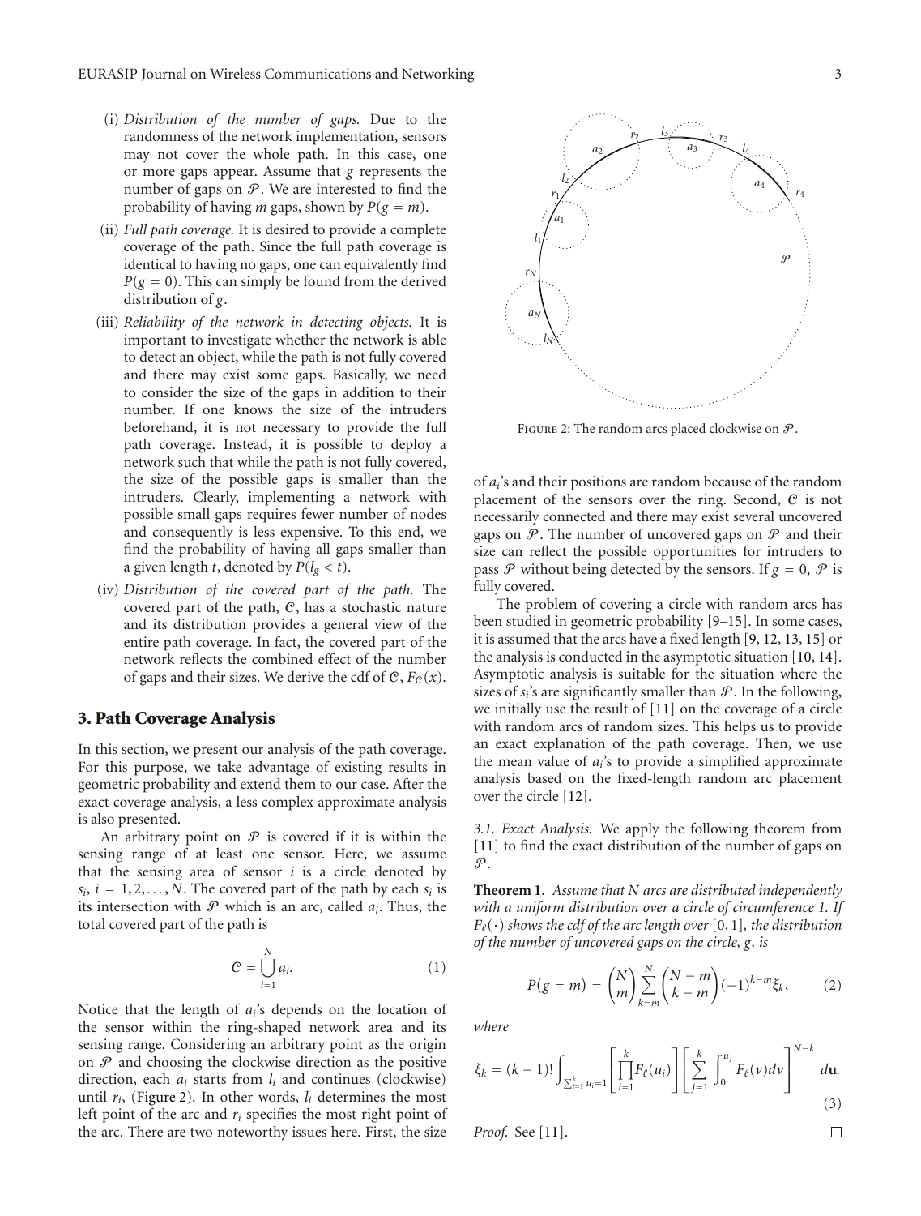(i) *Distribution of the number of gaps.* Due to the randomness of the network implementation, sensors may not cover the whole path. In this case, one or more gaps appear. Assume that $g$ represents the number of gaps on $\mathcal{P}$. We are interested to find the probability of having $m$ gaps, shown by $P(g = m)$.

(ii) *Full path coverage.* It is desired to provide a complete coverage of the path. Since the full path coverage is identical to having no gaps, one can equivalently find $P(g = 0)$. This can simply be found from the derived distribution of $g$.

(iii) *Reliability of the network in detecting objects.* It is important to investigate whether the network is able to detect an object, while the path is not fully covered and there may exist some gaps. Basically, we need to consider the size of the gaps in addition to their number. If one knows the size of the intruders beforehand, it is not necessary to provide the full path coverage. Instead, it is possible to deploy a network such that while the path is not fully covered, the size of the possible gaps is smaller than the intruders. Clearly, implementing a network with possible small gaps requires fewer number of nodes and consequently is less expensive. To this end, we find the probability of having all gaps smaller than a given length $t$, denoted by $P(l_g < t)$.

(iv) *Distribution of the covered part of the path.* The covered part of the path, $\mathcal{C}$, has a stochastic nature and its distribution provides a general view of the entire path coverage. In fact, the covered part of the network reflects the combined effect of the number of gaps and their sizes. We derive the cdf of $\mathcal{C}$, $F_{\mathcal{C}}(x)$.

## 3. Path Coverage Analysis

In this section, we present our analysis of the path coverage. For this purpose, we take advantage of existing results in geometric probability and extend them to our case. After the exact coverage analysis, a less complex approximate analysis is also presented.

An arbitrary point on $\mathcal{P}$ is covered if it is within the sensing range of at least one sensor. Here, we assume that the sensing area of sensor $i$ is a circle denoted by $s_i$, $i = 1, 2, \ldots, N$. The covered part of the path by each $s_i$ is its intersection with $\mathcal{P}$ which is an arc, called $a_i$. Thus, the total covered part of the path is

$$\mathcal{C} = \bigcup_{i=1}^{N} a_i. \tag{1}$$

Notice that the length of $a_i$'s depends on the location of the sensor within the ring-shaped network area and its sensing range. Considering an arbitrary point as the origin on $\mathcal{P}$ and choosing the clockwise direction as the positive direction, each $a_i$ starts from $l_i$ and continues (clockwise) until $r_i$, (Figure 2). In other words, $l_i$ determines the most left point of the arc and $r_i$ specifies the most right point of the arc. There are two noteworthy issues here. First, the size of $a_i$'s and their positions are random because of the random placement of the sensors over the ring. Second, $\mathcal{C}$ is not necessarily connected and there may exist several uncovered gaps on $\mathcal{P}$. The number of uncovered gaps on $\mathcal{P}$ and their size can reflect the possible opportunities for intruders to pass $\mathcal{P}$ without being detected by the sensors. If $g = 0$, $\mathcal{P}$ is fully covered.

Figure 2: The random arcs placed clockwise on $\mathcal{P}$.

The problem of covering a circle with random arcs has been studied in geometric probability [9–15]. In some cases, it is assumed that the arcs have a fixed length [9, 12, 13, 15] or the analysis is conducted in the asymptotic situation [10, 14]. Asymptotic analysis is suitable for the situation where the sizes of $s_i$'s are significantly smaller than $\mathcal{P}$. In the following, we initially use the result of [11] on the coverage of a circle with random arcs of random sizes. This helps us to provide an exact explanation of the path coverage. Then, we use the mean value of $a_i$'s to provide a simplified approximate analysis based on the fixed-length random arc placement over the circle [12].

*3.1. Exact Analysis.* We apply the following theorem from [11] to find the exact distribution of the number of gaps on $\mathcal{P}$.

**Theorem 1.** *Assume that N arcs are distributed independently with a uniform distribution over a circle of circumference 1. If $F_\ell(\cdot)$ shows the cdf of the arc length over $[0, 1]$, the distribution of the number of uncovered gaps on the circle, g, is*

$$P(g = m) = \binom{N}{m} \sum_{k=m}^{N} \binom{N-m}{k-m} (-1)^{k-m} \xi_k, \tag{2}$$

*where*

$$\xi_k = (k-1)! \int_{\sum_{i=1}^{k} u_i = 1} \left[ \prod_{i=1}^{k} F_\ell(u_i) \right] \left[ \sum_{j=1}^{k} \int_0^{u_j} F_\ell(v)\, dv \right]^{N-k} d\mathbf{u}. \tag{3}$$

*Proof.* See [11]. □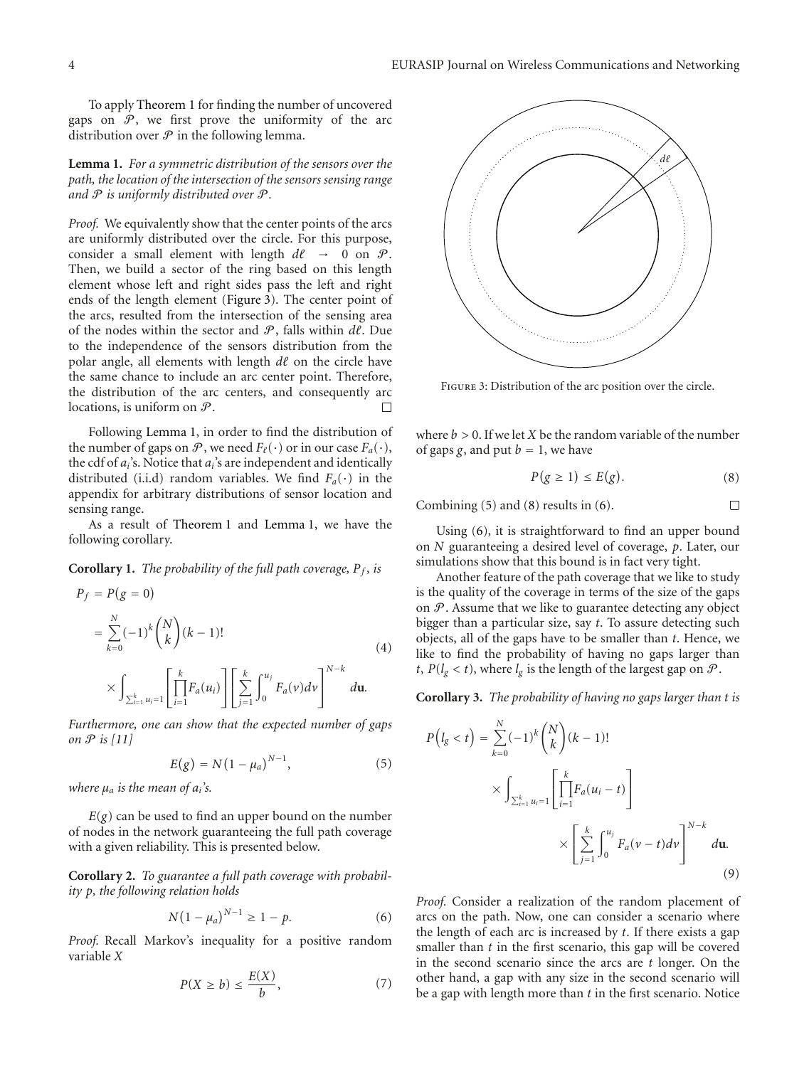To apply Theorem 1 for finding the number of uncovered gaps on $\mathcal{P}$, we first prove the uniformity of the arc distribution over $\mathcal{P}$ in the following lemma.

**Lemma 1.** *For a symmetric distribution of the sensors over the path, the location of the intersection of the sensors sensing range and $\mathcal{P}$ is uniformly distributed over $\mathcal{P}$.*

*Proof.* We equivalently show that the center points of the arcs are uniformly distributed over the circle. For this purpose, consider a small element with length $d\ell \rightarrow 0$ on $\mathcal{P}$. Then, we build a sector of the ring based on this length element whose left and right sides pass the left and right ends of the length element (Figure 3). The center point of the arcs, resulted from the intersection of the sensing area of the nodes within the sector and $\mathcal{P}$, falls within $d\ell$. Due to the independence of the sensors distribution from the polar angle, all elements with length $d\ell$ on the circle have the same chance to include an arc center point. Therefore, the distribution of the arc centers, and consequently arc locations, is uniform on $\mathcal{P}$. □

Figure 3: Distribution of the arc position over the circle.

Following Lemma 1, in order to find the distribution of the number of gaps on $\mathcal{P}$, we need $F_\ell(\cdot)$ or in our case $F_a(\cdot)$, the cdf of $a_i$'s. Notice that $a_i$'s are independent and identically distributed (i.i.d) random variables. We find $F_a(\cdot)$ in the appendix for arbitrary distributions of sensor location and sensing range.

As a result of Theorem 1 and Lemma 1, we have the following corollary.

**Corollary 1.** *The probability of the full path coverage, $P_f$, is*

$$
\begin{aligned}
P_f &= P(g = 0) \\
&= \sum_{k=0}^{N} (-1)^k \binom{N}{k} (k-1)! \\
&\quad \times \int_{\sum_{i=1}^{k} u_i = 1} \left[ \prod_{i=1}^{k} F_a(u_i) \right] \left[ \sum_{j=1}^{k} \int_0^{u_j} F_a(v)\,dv \right]^{N-k} d\mathbf{u}.
\end{aligned} \tag{4}
$$

*Furthermore, one can show that the expected number of gaps on $\mathcal{P}$ is [11]*

$$
E(g) = N(1-\mu_a)^{N-1}, \tag{5}
$$

*where $\mu_a$ is the mean of $a_i$'s.*

$E(g)$ can be used to find an upper bound on the number of nodes in the network guaranteeing the full path coverage with a given reliability. This is presented below.

**Corollary 2.** *To guarantee a full path coverage with probability $p$, the following relation holds*

$$
N(1-\mu_a)^{N-1} \geq 1 - p. \tag{6}
$$

*Proof.* Recall Markov's inequality for a positive random variable $X$

$$
P(X \geq b) \leq \frac{E(X)}{b}, \tag{7}
$$

where $b > 0$. If we let $X$ be the random variable of the number of gaps $g$, and put $b = 1$, we have

$$
P(g \geq 1) \leq E(g). \tag{8}
$$

Combining (5) and (8) results in (6). □

Using (6), it is straightforward to find an upper bound on $N$ guaranteeing a desired level of coverage, $p$. Later, our simulations show that this bound is in fact very tight.

Another feature of the path coverage that we like to study is the quality of the coverage in terms of the size of the gaps on $\mathcal{P}$. Assume that we like to guarantee detecting any object bigger than a particular size, say $t$. To assure detecting such objects, all of the gaps have to be smaller than $t$. Hence, we like to find the probability of having no gaps larger than $t$, $P(l_g < t)$, where $l_g$ is the length of the largest gap on $\mathcal{P}$.

**Corollary 3.** *The probability of having no gaps larger than $t$ is*

$$
\begin{aligned}
P(l_g < t) &= \sum_{k=0}^{N} (-1)^k \binom{N}{k} (k-1)! \\
&\quad \times \int_{\sum_{i=1}^{k} u_i = 1} \left[ \prod_{i=1}^{k} F_a(u_i - t) \right] \\
&\quad \times \left[ \sum_{j=1}^{k} \int_0^{u_j} F_a(v - t)\,dv \right]^{N-k} d\mathbf{u}.
\end{aligned} \tag{9}
$$

*Proof.* Consider a realization of the random placement of arcs on the path. Now, one can consider a scenario where the length of each arc is increased by $t$. If there exists a gap smaller than $t$ in the first scenario, this gap will be covered in the second scenario since the arcs are $t$ longer. On the other hand, a gap with any size in the second scenario will be a gap with length more than $t$ in the first scenario. Notice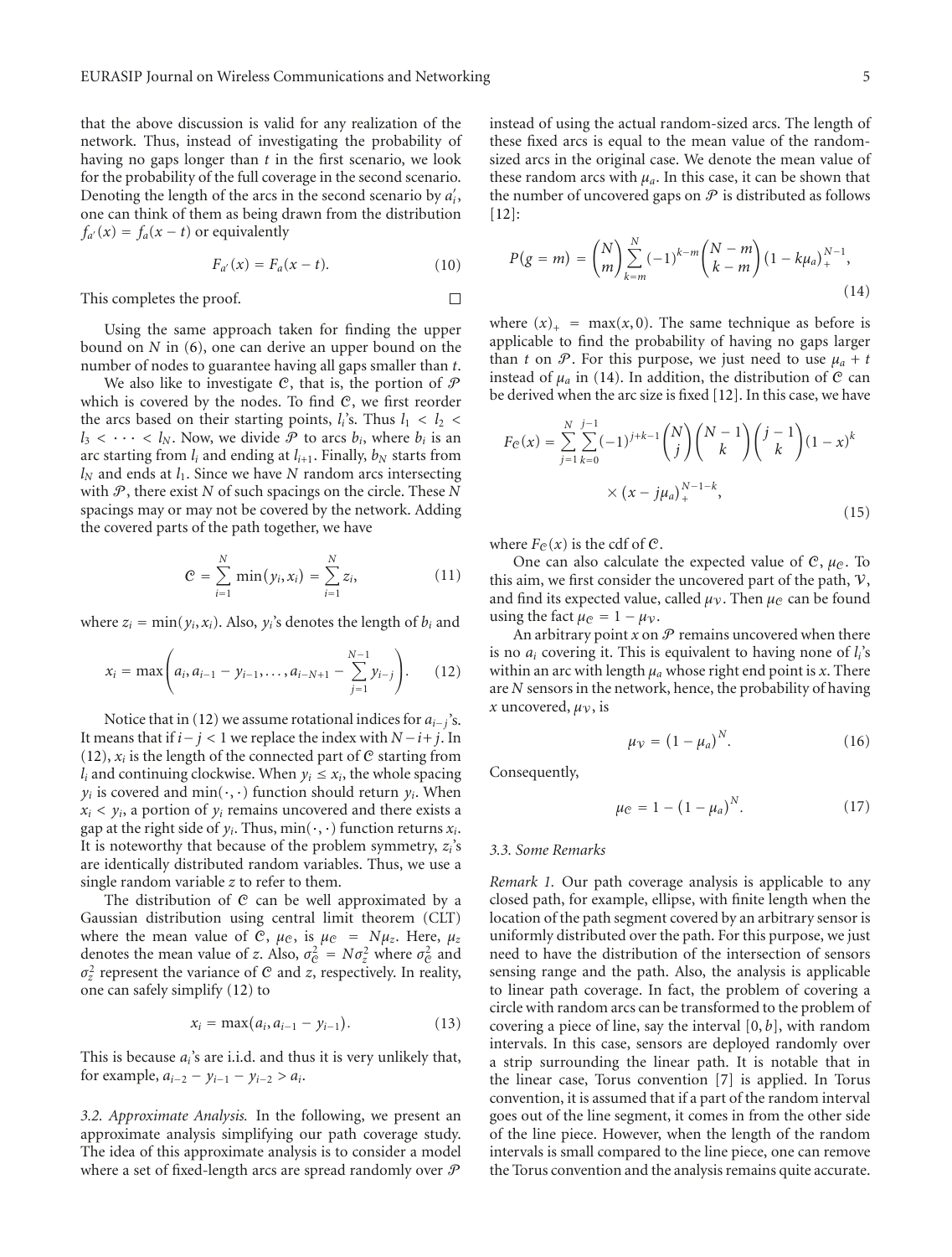that the above discussion is valid for any realization of the network. Thus, instead of investigating the probability of having no gaps longer than $t$ in the first scenario, we look for the probability of the full coverage in the second scenario. Denoting the length of the arcs in the second scenario by $a_i'$, one can think of them as being drawn from the distribution $f_{a'}(x) = f_a(x - t)$ or equivalently

$$F_{a'}(x) = F_a(x - t). \tag{10}$$

This completes the proof. □

Using the same approach taken for finding the upper bound on $N$ in (6), one can derive an upper bound on the number of nodes to guarantee having all gaps smaller than $t$.

We also like to investigate $\mathcal{C}$, that is, the portion of $\mathcal{P}$ which is covered by the nodes. To find $\mathcal{C}$, we first reorder the arcs based on their starting points, $l_i$'s. Thus $l_1 < l_2 < l_3 < \cdots < l_N$. Now, we divide $\mathcal{P}$ to arcs $b_i$, where $b_i$ is an arc starting from $l_i$ and ending at $l_{i+1}$. Finally, $b_N$ starts from $l_N$ and ends at $l_1$. Since we have $N$ random arcs intersecting with $\mathcal{P}$, there exist $N$ of such spacings on the circle. These $N$ spacings may or may not be covered by the network. Adding the covered parts of the path together, we have

$$\mathcal{C} = \sum_{i=1}^{N} \min(y_i, x_i) = \sum_{i=1}^{N} z_i, \tag{11}$$

where $z_i = \min(y_i, x_i)$. Also, $y_i$'s denotes the length of $b_i$ and

$$x_i = \max\left(a_i, a_{i-1} - y_{i-1}, \ldots, a_{i-N+1} - \sum_{j=1}^{N-1} y_{i-j}\right). \tag{12}$$

Notice that in (12) we assume rotational indices for $a_{i-j}$'s. It means that if $i - j < 1$ we replace the index with $N - i + j$. In (12), $x_i$ is the length of the connected part of $\mathcal{C}$ starting from $l_i$ and continuing clockwise. When $y_i \le x_i$, the whole spacing $y_i$ is covered and $\min(\cdot, \cdot)$ function should return $y_i$. When $x_i < y_i$, a portion of $y_i$ remains uncovered and there exists a gap at the right side of $y_i$. Thus, $\min(\cdot, \cdot)$ function returns $x_i$. It is noteworthy that because of the problem symmetry, $z_i$'s are identically distributed random variables. Thus, we use a single random variable $z$ to refer to them.

The distribution of $\mathcal{C}$ can be well approximated by a Gaussian distribution using central limit theorem (CLT) where the mean value of $\mathcal{C}$, $\mu_{\mathcal{C}}$, is $\mu_{\mathcal{C}} = N\mu_z$. Here, $\mu_z$ denotes the mean value of $z$. Also, $\sigma_{\mathcal{C}}^2 = N\sigma_z^2$ where $\sigma_{\mathcal{C}}^2$ and $\sigma_z^2$ represent the variance of $\mathcal{C}$ and $z$, respectively. In reality, one can safely simplify (12) to

$$x_i = \max(a_i, a_{i-1} - y_{i-1}). \tag{13}$$

This is because $a_i$'s are i.i.d. and thus it is very unlikely that, for example, $a_{i-2} - y_{i-1} - y_{i-2} > a_i$.

*3.2. Approximate Analysis.* In the following, we present an approximate analysis simplifying our path coverage study. The idea of this approximate analysis is to consider a model where a set of fixed-length arcs are spread randomly over $\mathcal{P}$ instead of using the actual random-sized arcs. The length of these fixed arcs is equal to the mean value of the random-sized arcs in the original case. We denote the mean value of these random arcs with $\mu_a$. In this case, it can be shown that the number of uncovered gaps on $\mathcal{P}$ is distributed as follows [12]:

$$P(g = m) = \binom{N}{m} \sum_{k=m}^{N} (-1)^{k-m} \binom{N-m}{k-m} (1 - k\mu_a)_+^{N-1}, \tag{14}$$

where $(x)_+ = \max(x, 0)$. The same technique as before is applicable to find the probability of having no gaps larger than $t$ on $\mathcal{P}$. For this purpose, we just need to use $\mu_a + t$ instead of $\mu_a$ in (14). In addition, the distribution of $\mathcal{C}$ can be derived when the arc size is fixed [12]. In this case, we have

$$F_{\mathcal{C}}(x) = \sum_{j=1}^{N} \sum_{k=0}^{j-1} (-1)^{j+k-1} \binom{N}{j} \binom{N-1}{k} \binom{j-1}{k} (1-x)^k \times (x - j\mu_a)_+^{N-1-k}, \tag{15}$$

where $F_{\mathcal{C}}(x)$ is the cdf of $\mathcal{C}$.

One can also calculate the expected value of $\mathcal{C}$, $\mu_{\mathcal{C}}$. To this aim, we first consider the uncovered part of the path, $\mathcal{V}$, and find its expected value, called $\mu_{\mathcal{V}}$. Then $\mu_{\mathcal{C}}$ can be found using the fact $\mu_{\mathcal{C}} = 1 - \mu_{\mathcal{V}}$.

An arbitrary point $x$ on $\mathcal{P}$ remains uncovered when there is no $a_i$ covering it. This is equivalent to having none of $l_i$'s within an arc with length $\mu_a$ whose right end point is $x$. There are $N$ sensors in the network, hence, the probability of having $x$ uncovered, $\mu_{\mathcal{V}}$, is

$$\mu_{\mathcal{V}} = (1 - \mu_a)^N. \tag{16}$$

Consequently,

$$\mu_{\mathcal{C}} = 1 - (1 - \mu_a)^N. \tag{17}$$

### 3.3. Some Remarks

*Remark 1.* Our path coverage analysis is applicable to any closed path, for example, ellipse, with finite length when the location of the path segment covered by an arbitrary sensor is uniformly distributed over the path. For this purpose, we just need to have the distribution of the intersection of sensors sensing range and the path. Also, the analysis is applicable to linear path coverage. In fact, the problem of covering a circle with random arcs can be transformed to the problem of covering a piece of line, say the interval $[0, b]$, with random intervals. In this case, sensors are deployed randomly over a strip surrounding the linear path. It is notable that in the linear case, Torus convention [7] is applied. In Torus convention, it is assumed that if a part of the random interval goes out of the line segment, it comes in from the other side of the line piece. However, when the length of the random intervals is small compared to the line piece, one can remove the Torus convention and the analysis remains quite accurate.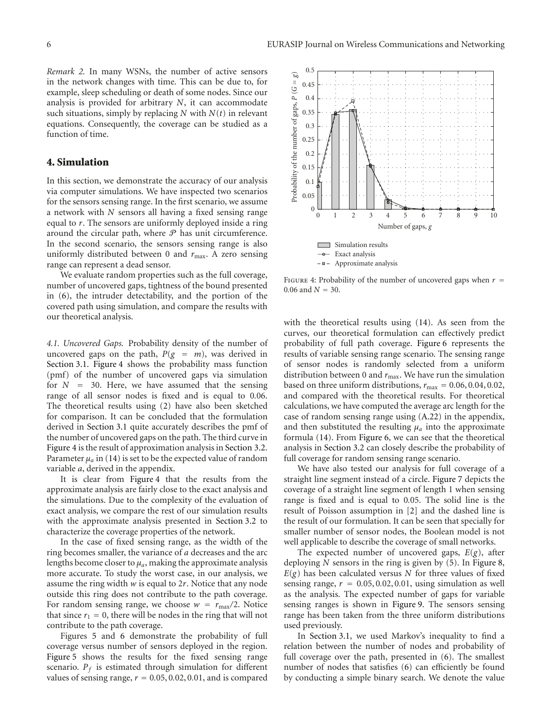*Remark 2.* In many WSNs, the number of active sensors in the network changes with time. This can be due to, for example, sleep scheduling or death of some nodes. Since our analysis is provided for arbitrary $N$, it can accommodate such situations, simply by replacing $N$ with $N(t)$ in relevant equations. Consequently, the coverage can be studied as a function of time.

## 4. Simulation

In this section, we demonstrate the accuracy of our analysis via computer simulations. We have inspected two scenarios for the sensors sensing range. In the first scenario, we assume a network with $N$ sensors all having a fixed sensing range equal to $r$. The sensors are uniformly deployed inside a ring around the circular path, where $\mathcal{P}$ has unit circumference. In the second scenario, the sensors sensing range is also uniformly distributed between 0 and $r_{\max}$. A zero sensing range can represent a dead sensor.

We evaluate random properties such as the full coverage, number of uncovered gaps, tightness of the bound presented in (6), the intruder detectability, and the portion of the covered path using simulation, and compare the results with our theoretical analysis.

*4.1. Uncovered Gaps.* Probability density of the number of uncovered gaps on the path, $P(g = m)$, was derived in Section 3.1. Figure 4 shows the probability mass function (pmf) of the number of uncovered gaps via simulation for $N = 30$. Here, we have assumed that the sensing range of all sensor nodes is fixed and is equal to 0.06. The theoretical results using (2) have also been sketched for comparison. It can be concluded that the formulation derived in Section 3.1 quite accurately describes the pmf of the number of uncovered gaps on the path. The third curve in Figure 4 is the result of approximation analysis in Section 3.2. Parameter $\mu_a$ in (14) is set to be the expected value of random variable $a$, derived in the appendix.

It is clear from Figure 4 that the results from the approximate analysis are fairly close to the exact analysis and the simulations. Due to the complexity of the evaluation of exact analysis, we compare the rest of our simulation results with the approximate analysis presented in Section 3.2 to characterize the coverage properties of the network.

In the case of fixed sensing range, as the width of the ring becomes smaller, the variance of $a$ decreases and the arc lengths become closer to $\mu_a$, making the approximate analysis more accurate. To study the worst case, in our analysis, we assume the ring width $w$ is equal to $2r$. Notice that any node outside this ring does not contribute to the path coverage. For random sensing range, we choose $w = r_{\max}/2$. Notice that since $r_1 = 0$, there will be nodes in the ring that will not contribute to the path coverage.

Figures 5 and 6 demonstrate the probability of full coverage versus number of sensors deployed in the region. Figure 5 shows the results for the fixed sensing range scenario. $P_f$ is estimated through simulation for different values of sensing range, $r = 0.05, 0.02, 0.01$, and is compared with the theoretical results using (14). As seen from the curves, our theoretical formulation can effectively predict probability of full path coverage. Figure 6 represents the results of variable sensing range scenario. The sensing range of sensor nodes is randomly selected from a uniform distribution between 0 and $r_{\max}$. We have run the simulation based on three uniform distributions, $r_{\max} = 0.06, 0.04, 0.02$, and compared with the theoretical results. For theoretical calculations, we have computed the average arc length for the case of random sensing range using (A.22) in the appendix, and then substituted the resulting $\mu_a$ into the approximate formula (14). From Figure 6, we can see that the theoretical analysis in Section 3.2 can closely describe the probability of full coverage for random sensing range scenario.

Figure 4: Probability of the number of uncovered gaps when $r = 0.06$ and $N = 30$.

We have also tested our analysis for full coverage of a straight line segment instead of a circle. Figure 7 depicts the coverage of a straight line segment of length 1 when sensing range is fixed and is equal to 0.05. The solid line is the result of Poisson assumption in [2] and the dashed line is the result of our formulation. It can be seen that specially for smaller number of sensor nodes, the Boolean model is not well applicable to describe the coverage of small networks.

The expected number of uncovered gaps, $E(g)$, after deploying $N$ sensors in the ring is given by (5). In Figure 8, $E(g)$ has been calculated versus $N$ for three values of fixed sensing range, $r = 0.05, 0.02, 0.01$, using simulation as well as the analysis. The expected number of gaps for variable sensing ranges is shown in Figure 9. The sensors sensing range has been taken from the three uniform distributions used previously.

In Section 3.1, we used Markov's inequality to find a relation between the number of nodes and probability of full coverage over the path, presented in (6). The smallest number of nodes that satisfies (6) can efficiently be found by conducting a simple binary search. We denote the value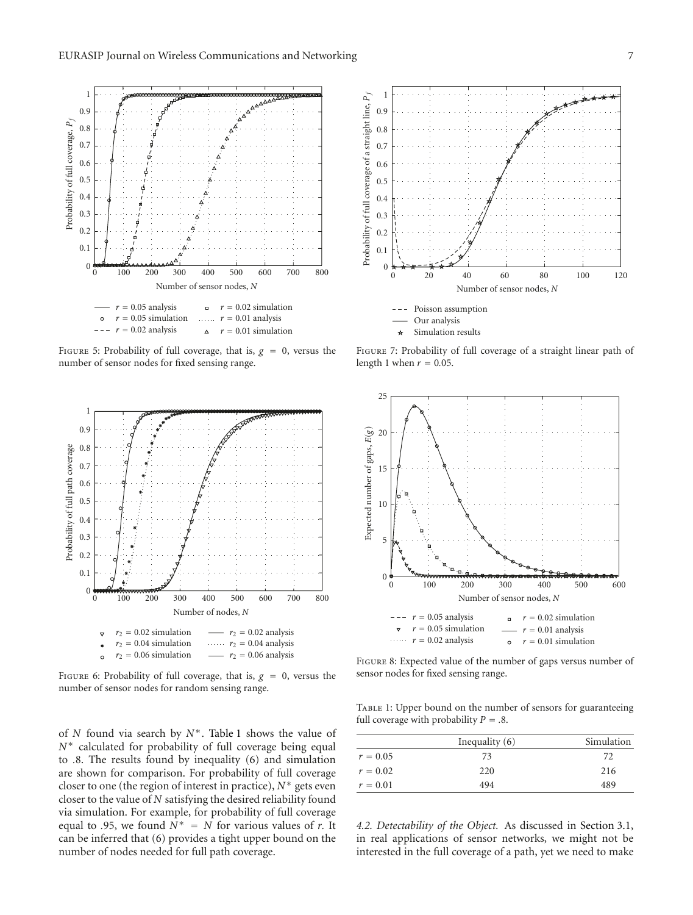Figure 5: Probability of full coverage, that is, $g = 0$, versus the number of sensor nodes for fixed sensing range.

Figure 6: Probability of full coverage, that is, $g = 0$, versus the number of sensor nodes for random sensing range.

of $N$ found via search by $N^*$. Table 1 shows the value of $N^*$ calculated for probability of full coverage being equal to .8. The results found by inequality (6) and simulation are shown for comparison. For probability of full coverage closer to one (the region of interest in practice), $N^*$ gets even closer to the value of $N$ satisfying the desired reliability found via simulation. For example, for probability of full coverage equal to .95, we found $N^* = N$ for various values of $r$. It can be inferred that (6) provides a tight upper bound on the number of nodes needed for full path coverage.

Figure 7: Probability of full coverage of a straight linear path of length 1 when $r = 0.05$.

Figure 8: Expected value of the number of gaps versus number of sensor nodes for fixed sensing range.

Table 1: Upper bound on the number of sensors for guaranteeing full coverage with probability $P = .8$.

| | Inequality (6) | Simulation |
|---|---|---|
| $r = 0.05$ | 73 | 72 |
| $r = 0.02$ | 220 | 216 |
| $r = 0.01$ | 494 | 489 |

*4.2. Detectability of the Object.* As discussed in Section 3.1, in real applications of sensor networks, we might not be interested in the full coverage of a path, yet we need to make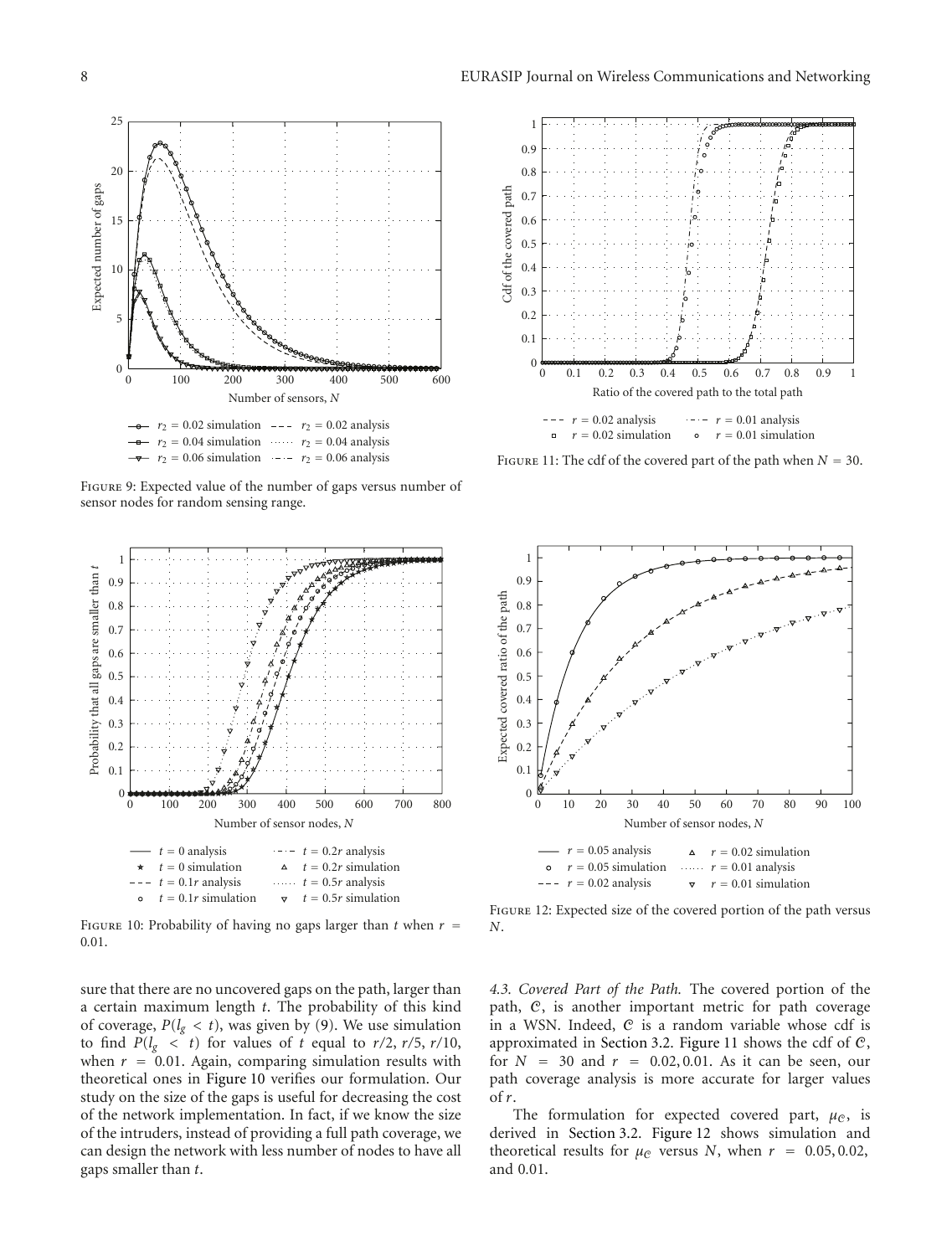Figure 9: Expected value of the number of gaps versus number of sensor nodes for random sensing range.

Figure 10: Probability of having no gaps larger than $t$ when $r = 0.01$.

Figure 11: The cdf of the covered part of the path when $N = 30$.

Figure 12: Expected size of the covered portion of the path versus $N$.

sure that there are no uncovered gaps on the path, larger than a certain maximum length $t$. The probability of this kind of coverage, $P(l_g < t)$, was given by (9). We use simulation to find $P(l_g < t)$ for values of $t$ equal to $r/2$, $r/5$, $r/10$, when $r = 0.01$. Again, comparing simulation results with theoretical ones in Figure 10 verifies our formulation. Our study on the size of the gaps is useful for decreasing the cost of the network implementation. In fact, if we know the size of the intruders, instead of providing a full path coverage, we can design the network with less number of nodes to have all gaps smaller than $t$.

*4.3. Covered Part of the Path.* The covered portion of the path, $\mathcal{C}$, is another important metric for path coverage in a WSN. Indeed, $\mathcal{C}$ is a random variable whose cdf is approximated in Section 3.2. Figure 11 shows the cdf of $\mathcal{C}$, for $N = 30$ and $r = 0.02, 0.01$. As it can be seen, our path coverage analysis is more accurate for larger values of $r$.

The formulation for expected covered part, $\mu_{\mathcal{C}}$, is derived in Section 3.2. Figure 12 shows simulation and theoretical results for $\mu_{\mathcal{C}}$ versus $N$, when $r = 0.05, 0.02$, and 0.01.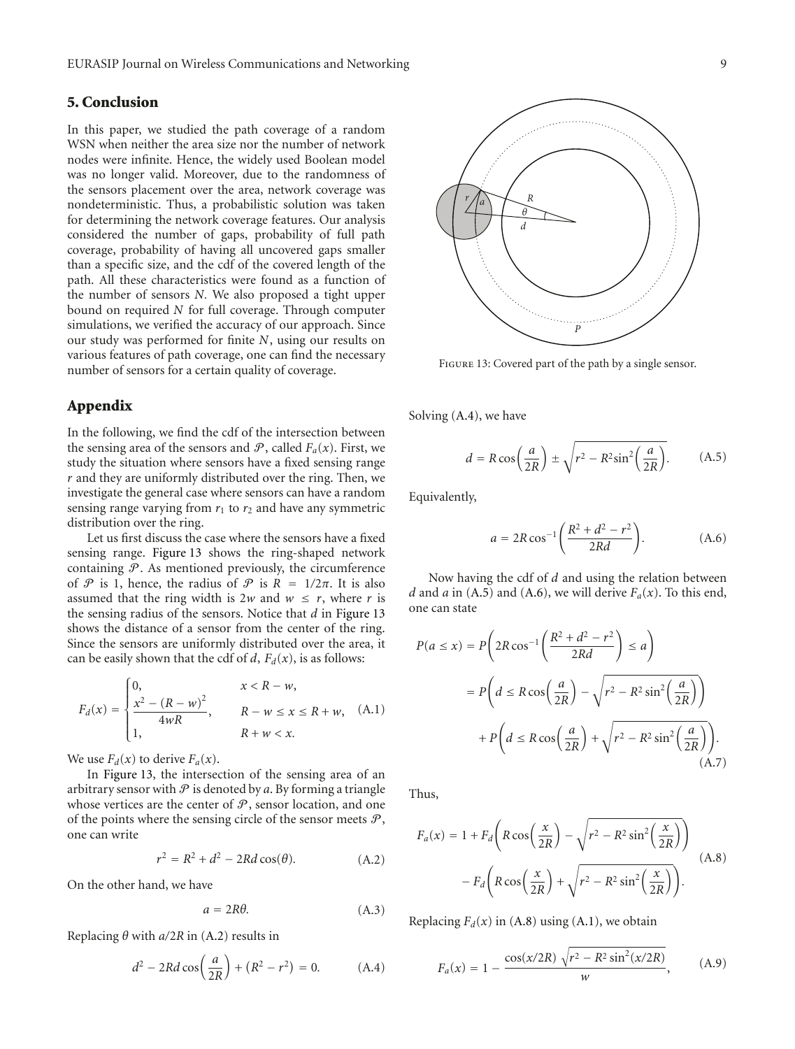## 5. Conclusion

In this paper, we studied the path coverage of a random WSN when neither the area size nor the number of network nodes were infinite. Hence, the widely used Boolean model was no longer valid. Moreover, due to the randomness of the sensors placement over the area, network coverage was nondeterministic. Thus, a probabilistic solution was taken for determining the network coverage features. Our analysis considered the number of gaps, probability of full path coverage, probability of having all uncovered gaps smaller than a specific size, and the cdf of the covered length of the path. All these characteristics were found as a function of the number of sensors $N$. We also proposed a tight upper bound on required $N$ for full coverage. Through computer simulations, we verified the accuracy of our approach. Since our study was performed for finite $N$, using our results on various features of path coverage, one can find the necessary number of sensors for a certain quality of coverage.

## Appendix

In the following, we find the cdf of the intersection between the sensing area of the sensors and $\mathcal{P}$, called $F_a(x)$. First, we study the situation where sensors have a fixed sensing range $r$ and they are uniformly distributed over the ring. Then, we investigate the general case where sensors can have a random sensing range varying from $r_1$ to $r_2$ and have any symmetric distribution over the ring.

Let us first discuss the case where the sensors have a fixed sensing range. Figure 13 shows the ring-shaped network containing $\mathcal{P}$. As mentioned previously, the circumference of $\mathcal{P}$ is 1, hence, the radius of $\mathcal{P}$ is $R = 1/2\pi$. It is also assumed that the ring width is $2w$ and $w \leq r$, where $r$ is the sensing radius of the sensors. Notice that $d$ in Figure 13 shows the distance of a sensor from the center of the ring. Since the sensors are uniformly distributed over the area, it can be easily shown that the cdf of $d$, $F_d(x)$, is as follows:

$$F_d(x) = \begin{cases} 0, & x < R - w, \\ \dfrac{x^2 - (R-w)^2}{4wR}, & R - w \leq x \leq R + w, \\ 1, & R + w < x. \end{cases} \quad \text{(A.1)}$$

We use $F_d(x)$ to derive $F_a(x)$.

In Figure 13, the intersection of the sensing area of an arbitrary sensor with $\mathcal{P}$ is denoted by $a$. By forming a triangle whose vertices are the center of $\mathcal{P}$, sensor location, and one of the points where the sensing circle of the sensor meets $\mathcal{P}$, one can write

$$r^2 = R^2 + d^2 - 2Rd\cos(\theta). \quad \text{(A.2)}$$

On the other hand, we have

$$a = 2R\theta. \quad \text{(A.3)}$$

Replacing $\theta$ with $a/2R$ in (A.2) results in

$$d^2 - 2Rd\cos\left(\frac{a}{2R}\right) + \left(R^2 - r^2\right) = 0. \quad \text{(A.4)}$$

Figure 13: Covered part of the path by a single sensor.

Solving (A.4), we have

$$d = R\cos\left(\frac{a}{2R}\right) \pm \sqrt{r^2 - R^2\sin^2\left(\frac{a}{2R}\right)}. \quad \text{(A.5)}$$

Equivalently,

$$a = 2R\cos^{-1}\left(\frac{R^2 + d^2 - r^2}{2Rd}\right). \quad \text{(A.6)}$$

Now having the cdf of $d$ and using the relation between $d$ and $a$ in (A.5) and (A.6), we will derive $F_a(x)$. To this end, one can state

$$\begin{aligned} P(a \leq x) &= P\left(2R\cos^{-1}\left(\frac{R^2 + d^2 - r^2}{2Rd}\right) \leq a\right) \\ &= P\left(d \leq R\cos\left(\frac{a}{2R}\right) - \sqrt{r^2 - R^2\sin^2\left(\frac{a}{2R}\right)}\right) \\ &\quad + P\left(d \leq R\cos\left(\frac{a}{2R}\right) + \sqrt{r^2 - R^2\sin^2\left(\frac{a}{2R}\right)}\right). \end{aligned} \quad \text{(A.7)}$$

Thus,

$$\begin{aligned} F_a(x) = 1 &+ F_d\left(R\cos\left(\frac{x}{2R}\right) - \sqrt{r^2 - R^2\sin^2\left(\frac{x}{2R}\right)}\right) \\ &- F_d\left(R\cos\left(\frac{x}{2R}\right) + \sqrt{r^2 - R^2\sin^2\left(\frac{x}{2R}\right)}\right). \end{aligned} \quad \text{(A.8)}$$

Replacing $F_d(x)$ in (A.8) using (A.1), we obtain

$$F_a(x) = 1 - \frac{\cos(x/2R)\sqrt{r^2 - R^2\sin^2(x/2R)}}{w}, \quad \text{(A.9)}$$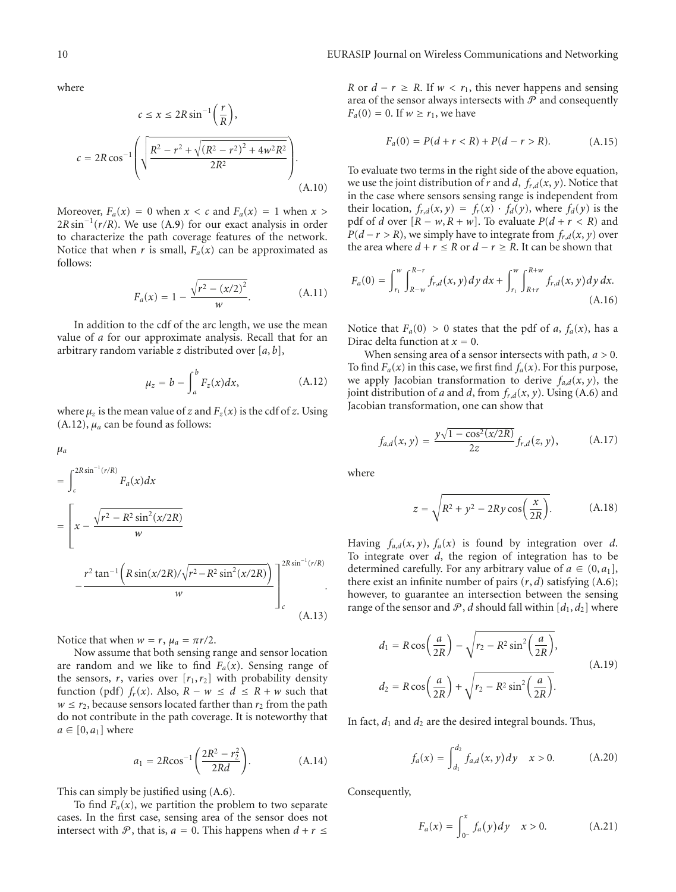where

$$c \leq x \leq 2R\sin^{-1}\left(\frac{r}{R}\right),$$

$$c = 2R\cos^{-1}\left(\sqrt{\frac{R^2 - r^2 + \sqrt{(R^2 - r^2)^2 + 4w^2R^2}}{2R^2}}\right). \tag{A.10}$$

Moreover, $F_a(x) = 0$ when $x < c$ and $F_a(x) = 1$ when $x > 2R\sin^{-1}(r/R)$. We use (A.9) for our exact analysis in order to characterize the path coverage features of the network. Notice that when $r$ is small, $F_a(x)$ can be approximated as follows:

$$F_a(x) = 1 - \frac{\sqrt{r^2 - (x/2)^2}}{w}. \tag{A.11}$$

In addition to the cdf of the arc length, we use the mean value of $a$ for our approximate analysis. Recall that for an arbitrary random variable $z$ distributed over $[a, b]$,

$$\mu_z = b - \int_a^b F_z(x)dx, \tag{A.12}$$

where $\mu_z$ is the mean value of $z$ and $F_z(x)$ is the cdf of $z$. Using (A.12), $\mu_a$ can be found as follows:

$$\begin{aligned}
\mu_a &= \int_c^{2R\sin^{-1}(r/R)} F_a(x)dx \\
&= \left[ x - \frac{\sqrt{r^2 - R^2\sin^2(x/2R)}}{w} \right. \\
&\quad \left. - \frac{r^2\tan^{-1}\left(R\sin(x/2R)/\sqrt{r^2 - R^2\sin^2(x/2R)}\right)}{w} \right]_c^{2R\sin^{-1}(r/R)}.
\end{aligned} \tag{A.13}$$

Notice that when $w = r$, $\mu_a = \pi r/2$.

Now assume that both sensing range and sensor location are random and we like to find $F_a(x)$. Sensing range of the sensors, $r$, varies over $[r_1, r_2]$ with probability density function (pdf) $f_r(x)$. Also, $R - w \leq d \leq R + w$ such that $w \leq r_2$, because sensors located farther than $r_2$ from the path do not contribute in the path coverage. It is noteworthy that $a \in [0, a_1]$ where

$$a_1 = 2R\cos^{-1}\left(\frac{2R^2 - r_2^2}{2Rd}\right). \tag{A.14}$$

This can simply be justified using (A.6).

To find $F_a(x)$, we partition the problem to two separate cases. In the first case, sensing area of the sensor does not intersect with $\mathcal{P}$, that is, $a = 0$. This happens when $d + r \leq R$ or $d - r \geq R$. If $w < r_1$, this never happens and sensing area of the sensor always intersects with $\mathcal{P}$ and consequently $F_a(0) = 0$. If $w \geq r_1$, we have

$$F_a(0) = P(d + r < R) + P(d - r > R). \tag{A.15}$$

To evaluate two terms in the right side of the above equation, we use the joint distribution of $r$ and $d$, $f_{r,d}(x, y)$. Notice that in the case where sensors sensing range is independent from their location, $f_{r,d}(x, y) = f_r(x) \cdot f_d(y)$, where $f_d(y)$ is the pdf of $d$ over $[R - w, R + w]$. To evaluate $P(d + r < R)$ and $P(d - r > R)$, we simply have to integrate from $f_{r,d}(x, y)$ over the area where $d + r \leq R$ or $d - r \geq R$. It can be shown that

$$F_a(0) = \int_{r_1}^{w}\int_{R-w}^{R-r} f_{r,d}(x, y)\,dy\,dx + \int_{r_1}^{w}\int_{R+r}^{R+w} f_{r,d}(x, y)\,dy\,dx. \tag{A.16}$$

Notice that $F_a(0) > 0$ states that the pdf of $a$, $f_a(x)$, has a Dirac delta function at $x = 0$.

When sensing area of a sensor intersects with path, $a > 0$. To find $F_a(x)$ in this case, we first find $f_a(x)$. For this purpose, we apply Jacobian transformation to derive $f_{a,d}(x, y)$, the joint distribution of $a$ and $d$, from $f_{r,d}(x, y)$. Using (A.6) and Jacobian transformation, one can show that

$$f_{a,d}(x, y) = \frac{y\sqrt{1 - \cos^2(x/2R)}}{2z} f_{r,d}(z, y), \tag{A.17}$$

where

$$z = \sqrt{R^2 + y^2 - 2Ry\cos\left(\frac{x}{2R}\right)}. \tag{A.18}$$

Having $f_{a,d}(x, y)$, $f_a(x)$ is found by integration over $d$. To integrate over $d$, the region of integration has to be determined carefully. For any arbitrary value of $a \in (0, a_1]$, there exist an infinite number of pairs $(r, d)$ satisfying (A.6); however, to guarantee an intersection between the sensing range of the sensor and $\mathcal{P}$, $d$ should fall within $[d_1, d_2]$ where

$$\begin{aligned}
d_1 &= R\cos\left(\frac{a}{2R}\right) - \sqrt{r_2 - R^2\sin^2\left(\frac{a}{2R}\right)}, \\
d_2 &= R\cos\left(\frac{a}{2R}\right) + \sqrt{r_2 - R^2\sin^2\left(\frac{a}{2R}\right)}.
\end{aligned} \tag{A.19}$$

In fact, $d_1$ and $d_2$ are the desired integral bounds. Thus,

$$f_a(x) = \int_{d_1}^{d_2} f_{a,d}(x, y)\,dy \quad x > 0. \tag{A.20}$$

Consequently,

$$F_a(x) = \int_{0^-}^{x} f_a(y)\,dy \quad x > 0. \tag{A.21}$$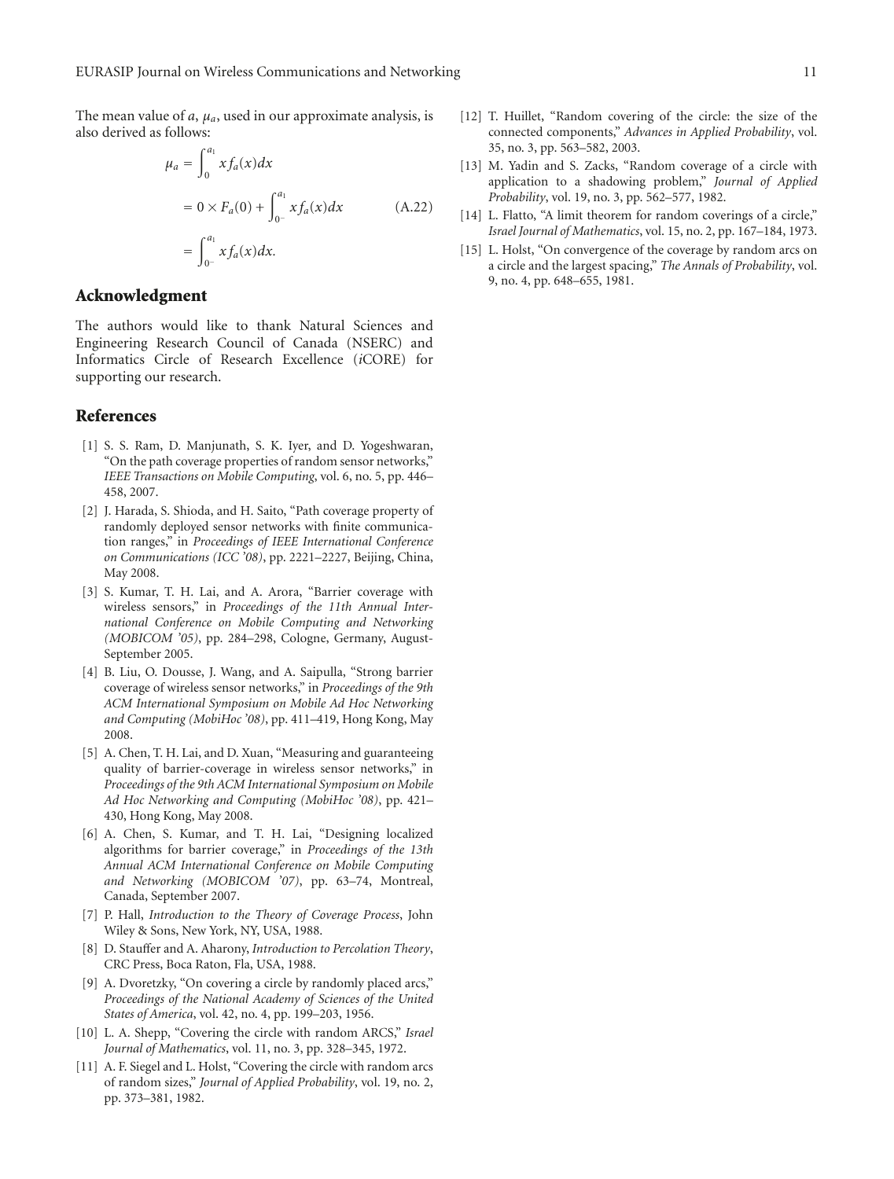The mean value of $a$, $\mu_a$, used in our approximate analysis, is also derived as follows:

$$
\begin{aligned}
\mu_a &= \int_0^{a_1} x f_a(x) dx \\
&= 0 \times F_a(0) + \int_{0^-}^{a_1} x f_a(x) dx \\
&= \int_{0^-}^{a_1} x f_a(x) dx.
\end{aligned} \tag{A.22}
$$

## Acknowledgment

The authors would like to thank Natural Sciences and Engineering Research Council of Canada (NSERC) and Informatics Circle of Research Excellence (*i*CORE) for supporting our research.

## References

[1] S. S. Ram, D. Manjunath, S. K. Iyer, and D. Yogeshwaran, "On the path coverage properties of random sensor networks," *IEEE Transactions on Mobile Computing*, vol. 6, no. 5, pp. 446–458, 2007.

[2] J. Harada, S. Shioda, and H. Saito, "Path coverage property of randomly deployed sensor networks with finite communication ranges," in *Proceedings of IEEE International Conference on Communications (ICC '08)*, pp. 2221–2227, Beijing, China, May 2008.

[3] S. Kumar, T. H. Lai, and A. Arora, "Barrier coverage with wireless sensors," in *Proceedings of the 11th Annual International Conference on Mobile Computing and Networking (MOBICOM '05)*, pp. 284–298, Cologne, Germany, August-September 2005.

[4] B. Liu, O. Dousse, J. Wang, and A. Saipulla, "Strong barrier coverage of wireless sensor networks," in *Proceedings of the 9th ACM International Symposium on Mobile Ad Hoc Networking and Computing (MobiHoc '08)*, pp. 411–419, Hong Kong, May 2008.

[5] A. Chen, T. H. Lai, and D. Xuan, "Measuring and guaranteeing quality of barrier-coverage in wireless sensor networks," in *Proceedings of the 9th ACM International Symposium on Mobile Ad Hoc Networking and Computing (MobiHoc '08)*, pp. 421–430, Hong Kong, May 2008.

[6] A. Chen, S. Kumar, and T. H. Lai, "Designing localized algorithms for barrier coverage," in *Proceedings of the 13th Annual ACM International Conference on Mobile Computing and Networking (MOBICOM '07)*, pp. 63–74, Montreal, Canada, September 2007.

[7] P. Hall, *Introduction to the Theory of Coverage Process*, John Wiley & Sons, New York, NY, USA, 1988.

[8] D. Stauffer and A. Aharony, *Introduction to Percolation Theory*, CRC Press, Boca Raton, Fla, USA, 1988.

[9] A. Dvoretzky, "On covering a circle by randomly placed arcs," *Proceedings of the National Academy of Sciences of the United States of America*, vol. 42, no. 4, pp. 199–203, 1956.

[10] L. A. Shepp, "Covering the circle with random ARCS," *Israel Journal of Mathematics*, vol. 11, no. 3, pp. 328–345, 1972.

[11] A. F. Siegel and L. Holst, "Covering the circle with random arcs of random sizes," *Journal of Applied Probability*, vol. 19, no. 2, pp. 373–381, 1982.

[12] T. Huillet, "Random covering of the circle: the size of the connected components," *Advances in Applied Probability*, vol. 35, no. 3, pp. 563–582, 2003.

[13] M. Yadin and S. Zacks, "Random coverage of a circle with application to a shadowing problem," *Journal of Applied Probability*, vol. 19, no. 3, pp. 562–577, 1982.

[14] L. Flatto, "A limit theorem for random coverings of a circle," *Israel Journal of Mathematics*, vol. 15, no. 2, pp. 167–184, 1973.

[15] L. Holst, "On convergence of the coverage by random arcs on a circle and the largest spacing," *The Annals of Probability*, vol. 9, no. 4, pp. 648–655, 1981.